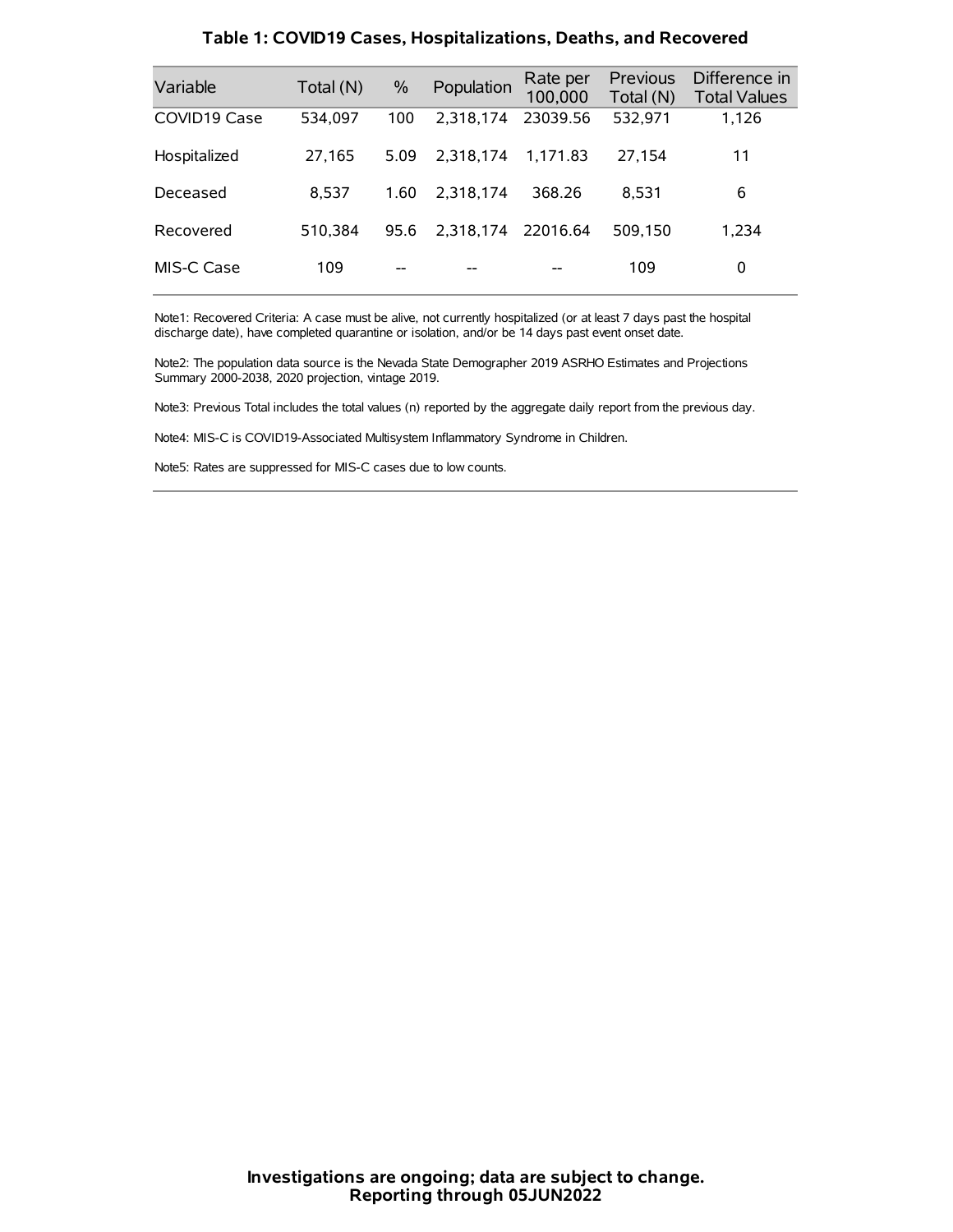# Table 1: COVID19 Cases, Hospitalizations, Deaths, and Recovered

| Variable | Total (N) | % | Population | Rate per 100,000 | Previous Total (N) | Difference in Total Values |
|---|---|---|---|---|---|---|
| COVID19 Case | 534,097 | 100 | 2,318,174 | 23039.56 | 532,971 | 1,126 |
| Hospitalized | 27,165 | 5.09 | 2,318,174 | 1,171.83 | 27,154 | 11 |
| Deceased | 8,537 | 1.60 | 2,318,174 | 368.26 | 8,531 | 6 |
| Recovered | 510,384 | 95.6 | 2,318,174 | 22016.64 | 509,150 | 1,234 |
| MIS-C Case | 109 | -- | -- | -- | 109 | 0 |

Note1: Recovered Criteria: A case must be alive, not currently hospitalized (or at least 7 days past the hospital discharge date), have completed quarantine or isolation, and/or be 14 days past event onset date.

Note2: The population data source is the Nevada State Demographer 2019 ASRHO Estimates and Projections Summary 2000-2038, 2020 projection, vintage 2019.

Note3: Previous Total includes the total values (n) reported by the aggregate daily report from the previous day.

Note4: MIS-C is COVID19-Associated Multisystem Inflammatory Syndrome in Children.

Note5: Rates are suppressed for MIS-C cases due to low counts.

**Investigations are ongoing; data are subject to change.**
**Reporting through 05JUN2022**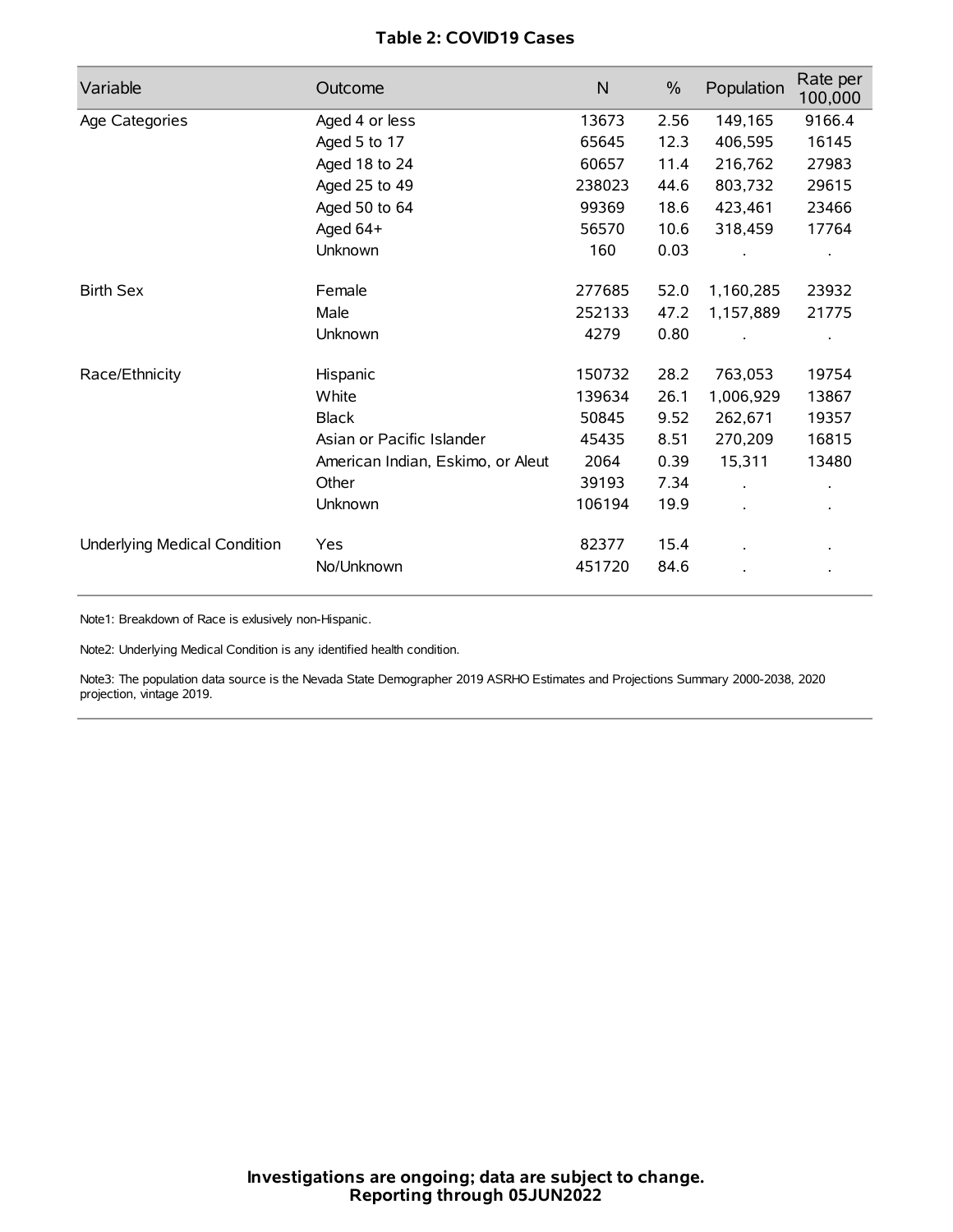**Table 2: COVID19 Cases**

| Variable | Outcome | N | % | Population | Rate per 100,000 |
|---|---|---|---|---|---|
| Age Categories | Aged 4 or less | 13673 | 2.56 | 149,165 | 9166.4 |
| | Aged 5 to 17 | 65645 | 12.3 | 406,595 | 16145 |
| | Aged 18 to 24 | 60657 | 11.4 | 216,762 | 27983 |
| | Aged 25 to 49 | 238023 | 44.6 | 803,732 | 29615 |
| | Aged 50 to 64 | 99369 | 18.6 | 423,461 | 23466 |
| | Aged 64+ | 56570 | 10.6 | 318,459 | 17764 |
| | Unknown | 160 | 0.03 | . | . |
| Birth Sex | Female | 277685 | 52.0 | 1,160,285 | 23932 |
| | Male | 252133 | 47.2 | 1,157,889 | 21775 |
| | Unknown | 4279 | 0.80 | . | . |
| Race/Ethnicity | Hispanic | 150732 | 28.2 | 763,053 | 19754 |
| | White | 139634 | 26.1 | 1,006,929 | 13867 |
| | Black | 50845 | 9.52 | 262,671 | 19357 |
| | Asian or Pacific Islander | 45435 | 8.51 | 270,209 | 16815 |
| | American Indian, Eskimo, or Aleut | 2064 | 0.39 | 15,311 | 13480 |
| | Other | 39193 | 7.34 | . | . |
| | Unknown | 106194 | 19.9 | . | . |
| Underlying Medical Condition | Yes | 82377 | 15.4 | . | . |
| | No/Unknown | 451720 | 84.6 | . | . |

Note1: Breakdown of Race is exlusively non-Hispanic.

Note2: Underlying Medical Condition is any identified health condition.

Note3: The population data source is the Nevada State Demographer 2019 ASRHO Estimates and Projections Summary 2000-2038, 2020 projection, vintage 2019.

**Investigations are ongoing; data are subject to change.**
**Reporting through 05JUN2022**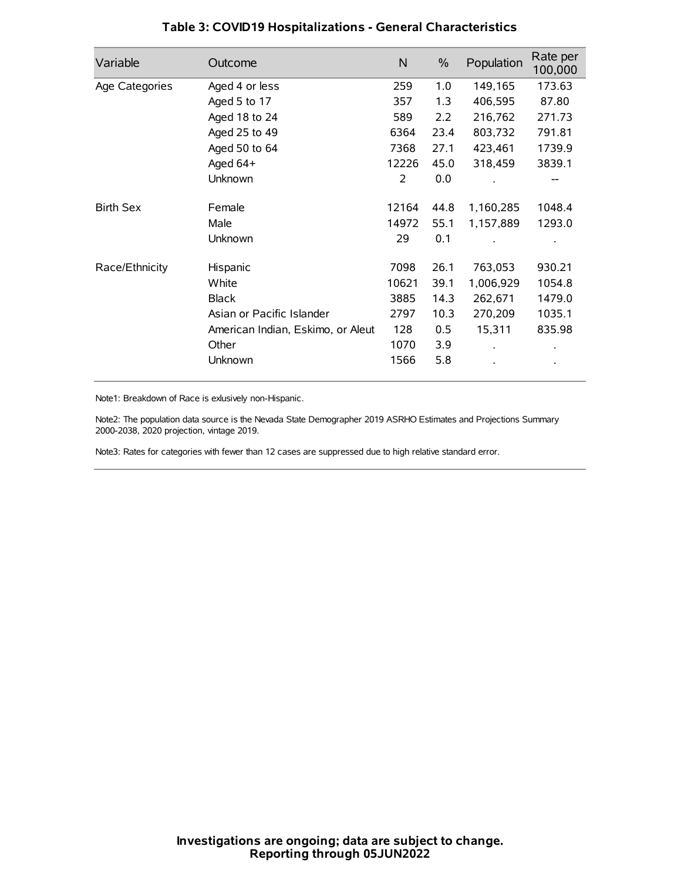## Table 3: COVID19 Hospitalizations - General Characteristics

| Variable | Outcome | N | % | Population | Rate per 100,000 |
|---|---|---|---|---|---|
| Age Categories | Aged 4 or less | 259 | 1.0 | 149,165 | 173.63 |
| | Aged 5 to 17 | 357 | 1.3 | 406,595 | 87.80 |
| | Aged 18 to 24 | 589 | 2.2 | 216,762 | 271.73 |
| | Aged 25 to 49 | 6364 | 23.4 | 803,732 | 791.81 |
| | Aged 50 to 64 | 7368 | 27.1 | 423,461 | 1739.9 |
| | Aged 64+ | 12226 | 45.0 | 318,459 | 3839.1 |
| | Unknown | 2 | 0.0 | . | -- |
| Birth Sex | Female | 12164 | 44.8 | 1,160,285 | 1048.4 |
| | Male | 14972 | 55.1 | 1,157,889 | 1293.0 |
| | Unknown | 29 | 0.1 | . | . |
| Race/Ethnicity | Hispanic | 7098 | 26.1 | 763,053 | 930.21 |
| | White | 10621 | 39.1 | 1,006,929 | 1054.8 |
| | Black | 3885 | 14.3 | 262,671 | 1479.0 |
| | Asian or Pacific Islander | 2797 | 10.3 | 270,209 | 1035.1 |
| | American Indian, Eskimo, or Aleut | 128 | 0.5 | 15,311 | 835.98 |
| | Other | 1070 | 3.9 | . | . |
| | Unknown | 1566 | 5.8 | . | . |

Note1: Breakdown of Race is exlusively non-Hispanic.

Note2: The population data source is the Nevada State Demographer 2019 ASRHO Estimates and Projections Summary 2000-2038, 2020 projection, vintage 2019.

Note3: Rates for categories with fewer than 12 cases are suppressed due to high relative standard error.

**Investigations are ongoing; data are subject to change.**
**Reporting through 05JUN2022**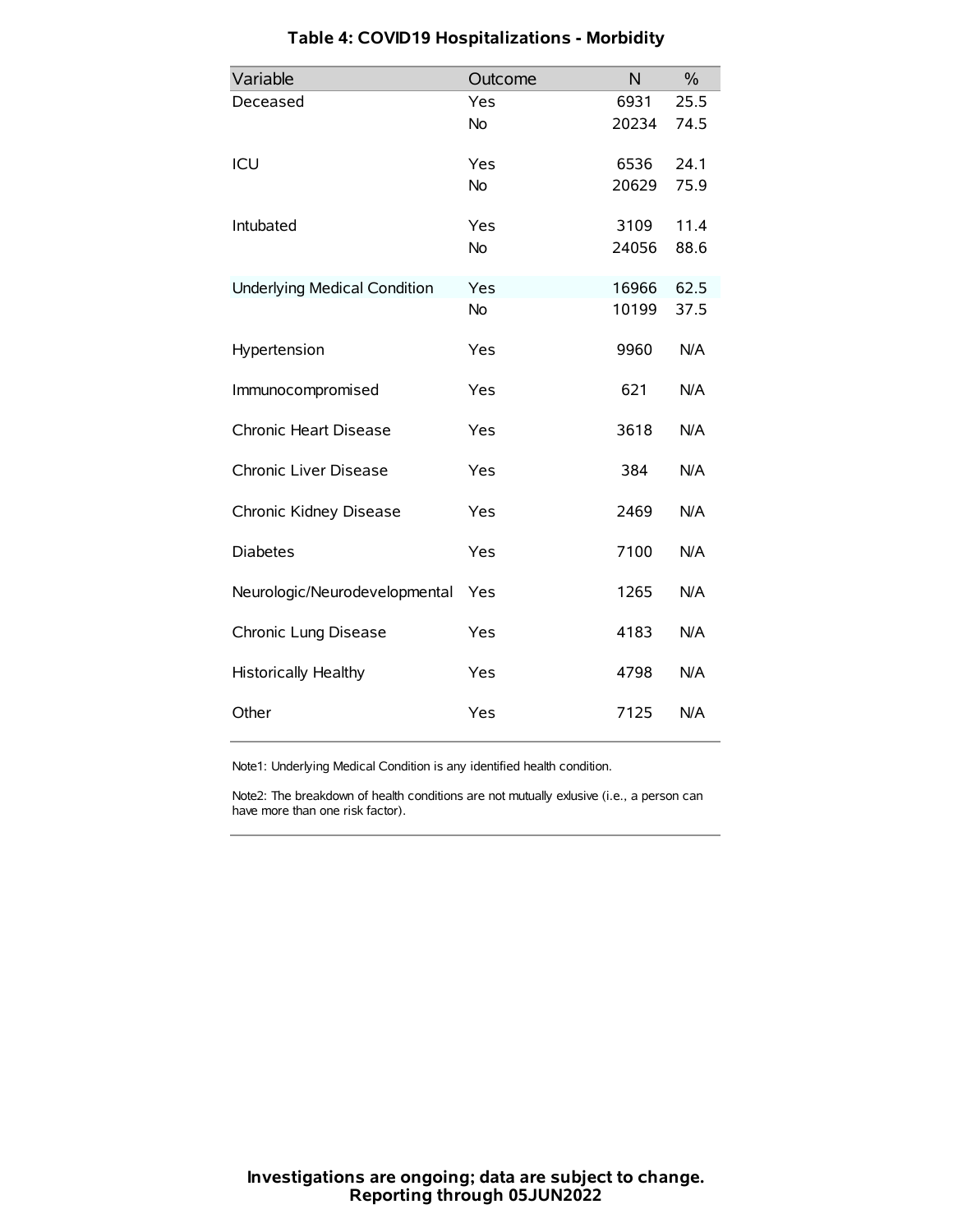## Table 4: COVID19 Hospitalizations - Morbidity

| Variable | Outcome | N | % |
|---|---|---|---|
| Deceased | Yes | 6931 | 25.5 |
| | No | 20234 | 74.5 |
| ICU | Yes | 6536 | 24.1 |
| | No | 20629 | 75.9 |
| Intubated | Yes | 3109 | 11.4 |
| | No | 24056 | 88.6 |
| Underlying Medical Condition | Yes | 16966 | 62.5 |
| | No | 10199 | 37.5 |
| Hypertension | Yes | 9960 | N/A |
| Immunocompromised | Yes | 621 | N/A |
| Chronic Heart Disease | Yes | 3618 | N/A |
| Chronic Liver Disease | Yes | 384 | N/A |
| Chronic Kidney Disease | Yes | 2469 | N/A |
| Diabetes | Yes | 7100 | N/A |
| Neurologic/Neurodevelopmental | Yes | 1265 | N/A |
| Chronic Lung Disease | Yes | 4183 | N/A |
| Historically Healthy | Yes | 4798 | N/A |
| Other | Yes | 7125 | N/A |

Note1: Underlying Medical Condition is any identified health condition.

Note2: The breakdown of health conditions are not mutually exlusive (i.e., a person can have more than one risk factor).

**Investigations are ongoing; data are subject to change.**
**Reporting through 05JUN2022**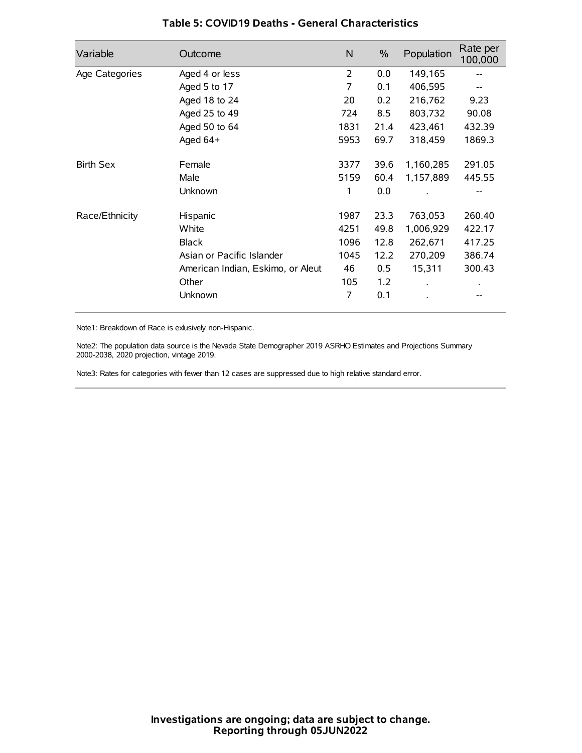### Table 5: COVID19 Deaths - General Characteristics

| Variable | Outcome | N | % | Population | Rate per 100,000 |
|---|---|---|---|---|---|
| Age Categories | Aged 4 or less | 2 | 0.0 | 149,165 | -- |
| | Aged 5 to 17 | 7 | 0.1 | 406,595 | -- |
| | Aged 18 to 24 | 20 | 0.2 | 216,762 | 9.23 |
| | Aged 25 to 49 | 724 | 8.5 | 803,732 | 90.08 |
| | Aged 50 to 64 | 1831 | 21.4 | 423,461 | 432.39 |
| | Aged 64+ | 5953 | 69.7 | 318,459 | 1869.3 |
| Birth Sex | Female | 3377 | 39.6 | 1,160,285 | 291.05 |
| | Male | 5159 | 60.4 | 1,157,889 | 445.55 |
| | Unknown | 1 | 0.0 | . | -- |
| Race/Ethnicity | Hispanic | 1987 | 23.3 | 763,053 | 260.40 |
| | White | 4251 | 49.8 | 1,006,929 | 422.17 |
| | Black | 1096 | 12.8 | 262,671 | 417.25 |
| | Asian or Pacific Islander | 1045 | 12.2 | 270,209 | 386.74 |
| | American Indian, Eskimo, or Aleut | 46 | 0.5 | 15,311 | 300.43 |
| | Other | 105 | 1.2 | . | . |
| | Unknown | 7 | 0.1 | . | -- |

Note1: Breakdown of Race is exlusively non-Hispanic.

Note2: The population data source is the Nevada State Demographer 2019 ASRHO Estimates and Projections Summary 2000-2038, 2020 projection, vintage 2019.

Note3: Rates for categories with fewer than 12 cases are suppressed due to high relative standard error.

**Investigations are ongoing; data are subject to change.**
**Reporting through 05JUN2022**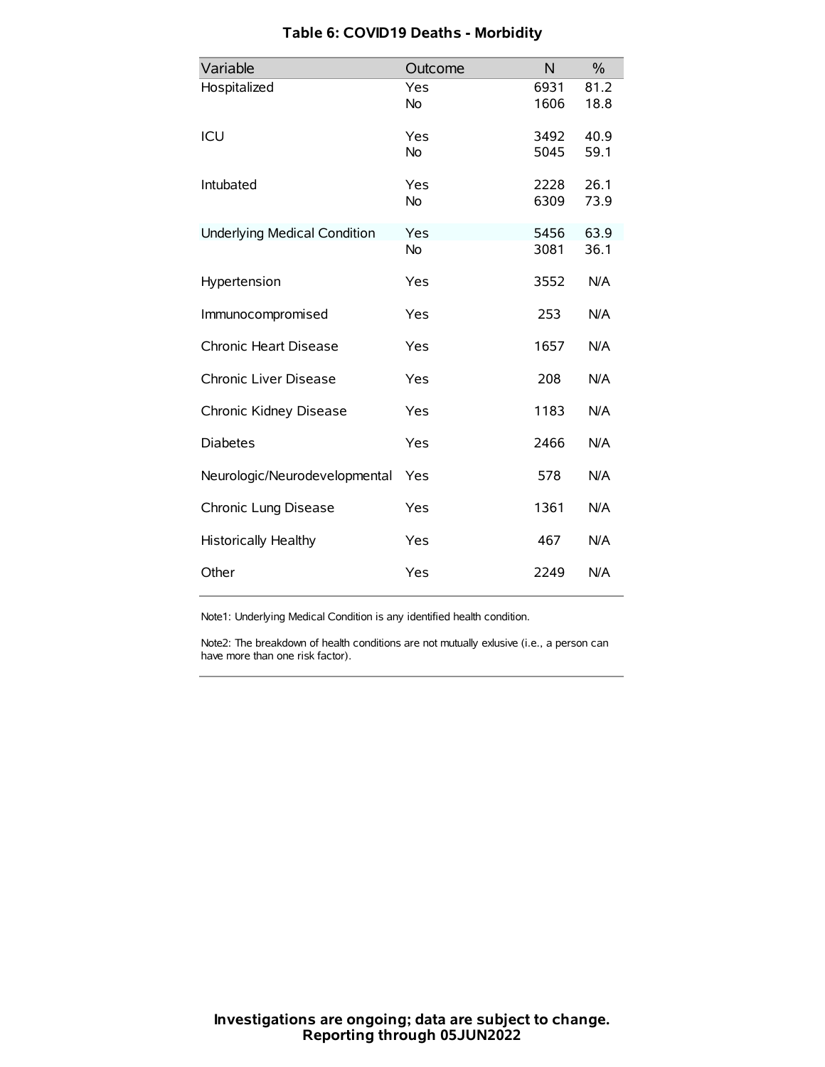# Table 6: COVID19 Deaths - Morbidity

| Variable | Outcome | N | % |
|---|---|---|---|
| Hospitalized | Yes | 6931 | 81.2 |
| | No | 1606 | 18.8 |
| ICU | Yes | 3492 | 40.9 |
| | No | 5045 | 59.1 |
| Intubated | Yes | 2228 | 26.1 |
| | No | 6309 | 73.9 |
| Underlying Medical Condition | Yes | 5456 | 63.9 |
| | No | 3081 | 36.1 |
| Hypertension | Yes | 3552 | N/A |
| Immunocompromised | Yes | 253 | N/A |
| Chronic Heart Disease | Yes | 1657 | N/A |
| Chronic Liver Disease | Yes | 208 | N/A |
| Chronic Kidney Disease | Yes | 1183 | N/A |
| Diabetes | Yes | 2466 | N/A |
| Neurologic/Neurodevelopmental | Yes | 578 | N/A |
| Chronic Lung Disease | Yes | 1361 | N/A |
| Historically Healthy | Yes | 467 | N/A |
| Other | Yes | 2249 | N/A |

Note1: Underlying Medical Condition is any identified health condition.

Note2: The breakdown of health conditions are not mutually exlusive (i.e., a person can have more than one risk factor).

**Investigations are ongoing; data are subject to change.**
**Reporting through 05JUN2022**